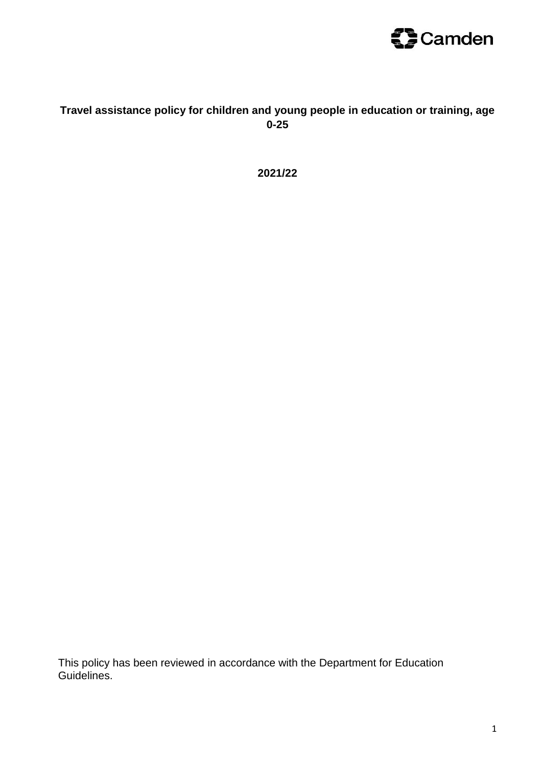Camden

# Travel assistance policy for children and young people in education or training, age 0-25

**2021/22**

This policy has been reviewed in accordance with the Department for Education Guidelines.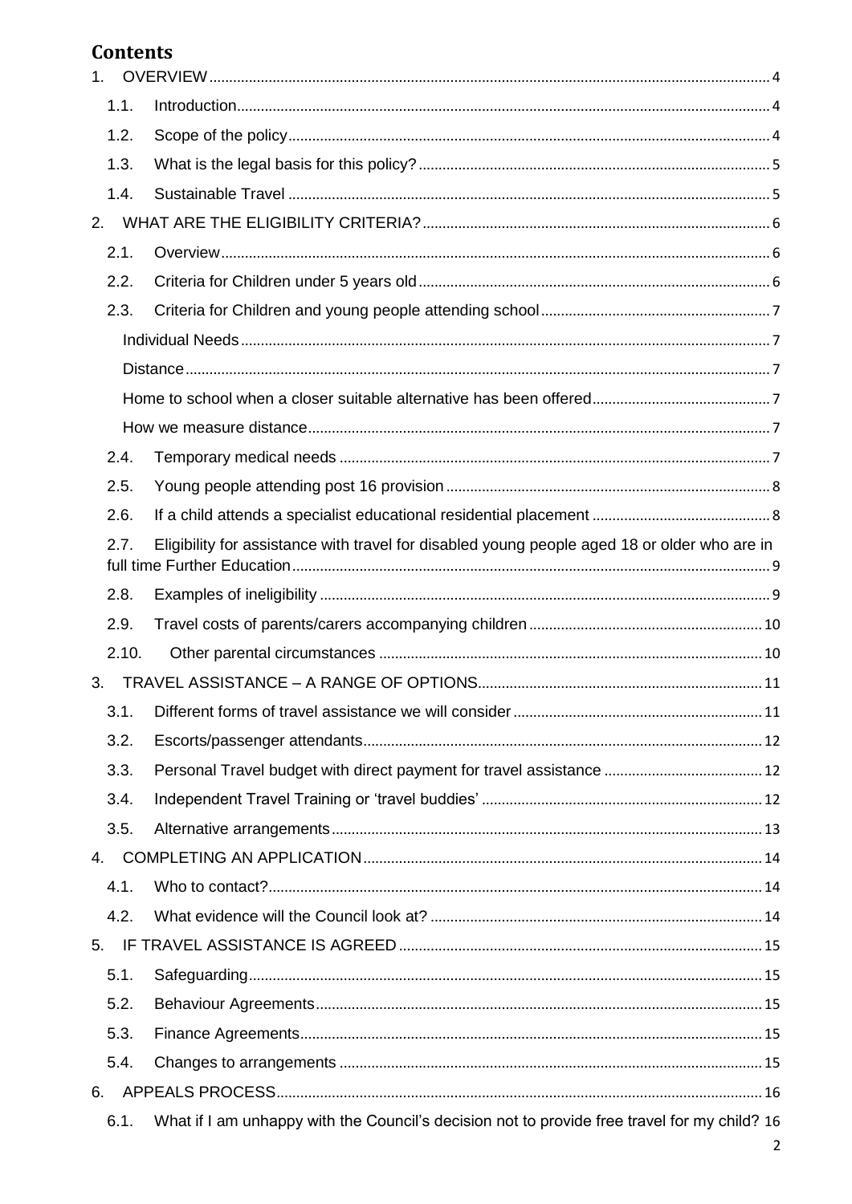## Contents

1. OVERVIEW ........ 4
   - 1.1. Introduction ........ 4
   - 1.2. Scope of the policy ........ 4
   - 1.3. What is the legal basis for this policy? ........ 5
   - 1.4. Sustainable Travel ........ 5
2. WHAT ARE THE ELIGIBILITY CRITERIA? ........ 6
   - 2.1. Overview ........ 6
   - 2.2. Criteria for Children under 5 years old ........ 6
   - 2.3. Criteria for Children and young people attending school ........ 7
     - Individual Needs ........ 7
     - Distance ........ 7
     - Home to school when a closer suitable alternative has been offered ........ 7
     - How we measure distance ........ 7
   - 2.4. Temporary medical needs ........ 7
   - 2.5. Young people attending post 16 provision ........ 8
   - 2.6. If a child attends a specialist educational residential placement ........ 8
   - 2.7. Eligibility for assistance with travel for disabled young people aged 18 or older who are in full time Further Education ........ 9
   - 2.8. Examples of ineligibility ........ 9
   - 2.9. Travel costs of parents/carers accompanying children ........ 10
   - 2.10. Other parental circumstances ........ 10
3. TRAVEL ASSISTANCE – A RANGE OF OPTIONS ........ 11
   - 3.1. Different forms of travel assistance we will consider ........ 11
   - 3.2. Escorts/passenger attendants ........ 12
   - 3.3. Personal Travel budget with direct payment for travel assistance ........ 12
   - 3.4. Independent Travel Training or 'travel buddies' ........ 12
   - 3.5. Alternative arrangements ........ 13
4. COMPLETING AN APPLICATION ........ 14
   - 4.1. Who to contact? ........ 14
   - 4.2. What evidence will the Council look at? ........ 14
5. IF TRAVEL ASSISTANCE IS AGREED ........ 15
   - 5.1. Safeguarding ........ 15
   - 5.2. Behaviour Agreements ........ 15
   - 5.3. Finance Agreements ........ 15
   - 5.4. Changes to arrangements ........ 15
6. APPEALS PROCESS ........ 16
   - 6.1. What if I am unhappy with the Council's decision not to provide free travel for my child? 16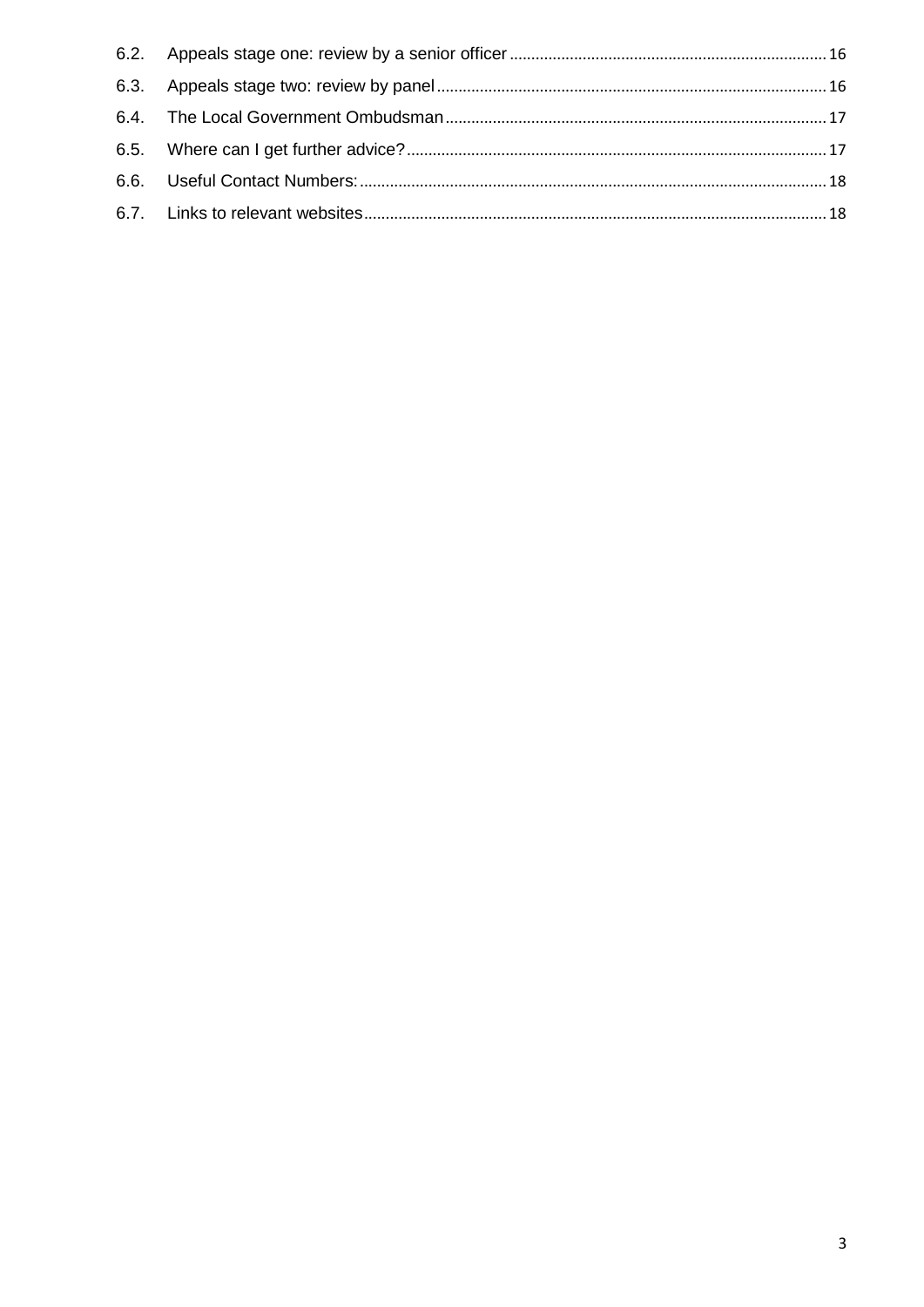6.2. Appeals stage one: review by a senior officer ..... 16

6.3. Appeals stage two: review by panel ..... 16

6.4. The Local Government Ombudsman ..... 17

6.5. Where can I get further advice? ..... 17

6.6. Useful Contact Numbers: ..... 18

6.7. Links to relevant websites ..... 18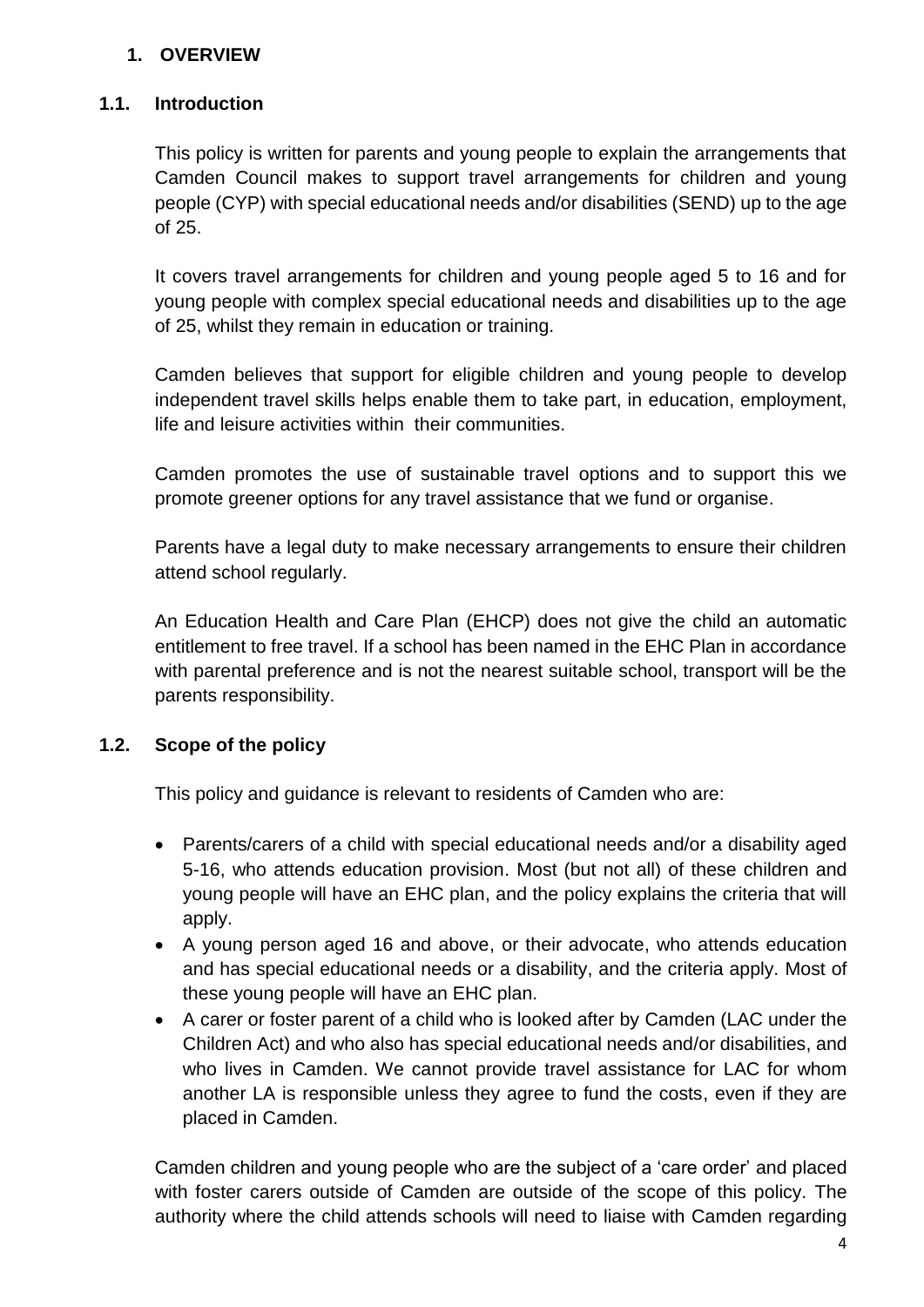# 1. OVERVIEW

## 1.1. Introduction

This policy is written for parents and young people to explain the arrangements that Camden Council makes to support travel arrangements for children and young people (CYP) with special educational needs and/or disabilities (SEND) up to the age of 25.

It covers travel arrangements for children and young people aged 5 to 16 and for young people with complex special educational needs and disabilities up to the age of 25, whilst they remain in education or training.

Camden believes that support for eligible children and young people to develop independent travel skills helps enable them to take part, in education, employment, life and leisure activities within their communities.

Camden promotes the use of sustainable travel options and to support this we promote greener options for any travel assistance that we fund or organise.

Parents have a legal duty to make necessary arrangements to ensure their children attend school regularly.

An Education Health and Care Plan (EHCP) does not give the child an automatic entitlement to free travel. If a school has been named in the EHC Plan in accordance with parental preference and is not the nearest suitable school, transport will be the parents responsibility.

## 1.2. Scope of the policy

This policy and guidance is relevant to residents of Camden who are:

- Parents/carers of a child with special educational needs and/or a disability aged 5-16, who attends education provision. Most (but not all) of these children and young people will have an EHC plan, and the policy explains the criteria that will apply.
- A young person aged 16 and above, or their advocate, who attends education and has special educational needs or a disability, and the criteria apply. Most of these young people will have an EHC plan.
- A carer or foster parent of a child who is looked after by Camden (LAC under the Children Act) and who also has special educational needs and/or disabilities, and who lives in Camden. We cannot provide travel assistance for LAC for whom another LA is responsible unless they agree to fund the costs, even if they are placed in Camden.

Camden children and young people who are the subject of a 'care order' and placed with foster carers outside of Camden are outside of the scope of this policy. The authority where the child attends schools will need to liaise with Camden regarding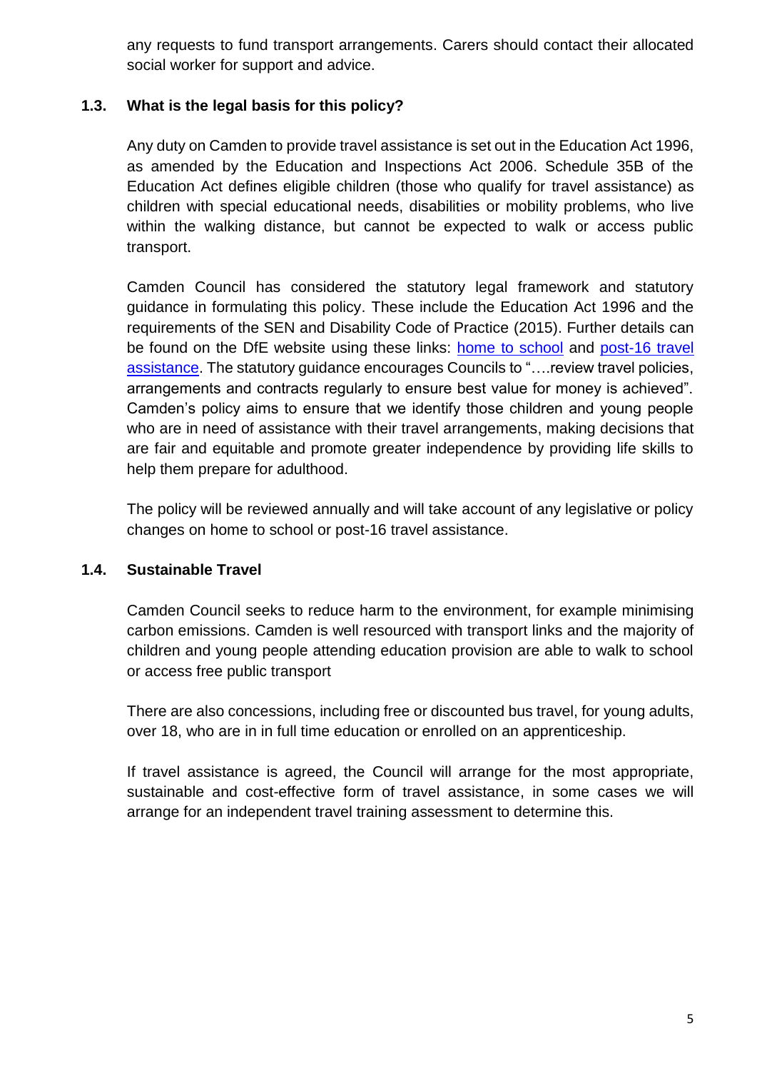any requests to fund transport arrangements. Carers should contact their allocated social worker for support and advice.

### 1.3. What is the legal basis for this policy?

Any duty on Camden to provide travel assistance is set out in the Education Act 1996, as amended by the Education and Inspections Act 2006. Schedule 35B of the Education Act defines eligible children (those who qualify for travel assistance) as children with special educational needs, disabilities or mobility problems, who live within the walking distance, but cannot be expected to walk or access public transport.

Camden Council has considered the statutory legal framework and statutory guidance in formulating this policy. These include the Education Act 1996 and the requirements of the SEN and Disability Code of Practice (2015). Further details can be found on the DfE website using these links: home to school and post-16 travel assistance. The statutory guidance encourages Councils to "….review travel policies, arrangements and contracts regularly to ensure best value for money is achieved". Camden's policy aims to ensure that we identify those children and young people who are in need of assistance with their travel arrangements, making decisions that are fair and equitable and promote greater independence by providing life skills to help them prepare for adulthood.

The policy will be reviewed annually and will take account of any legislative or policy changes on home to school or post-16 travel assistance.

### 1.4. Sustainable Travel

Camden Council seeks to reduce harm to the environment, for example minimising carbon emissions. Camden is well resourced with transport links and the majority of children and young people attending education provision are able to walk to school or access free public transport

There are also concessions, including free or discounted bus travel, for young adults, over 18, who are in in full time education or enrolled on an apprenticeship.

If travel assistance is agreed, the Council will arrange for the most appropriate, sustainable and cost-effective form of travel assistance, in some cases we will arrange for an independent travel training assessment to determine this.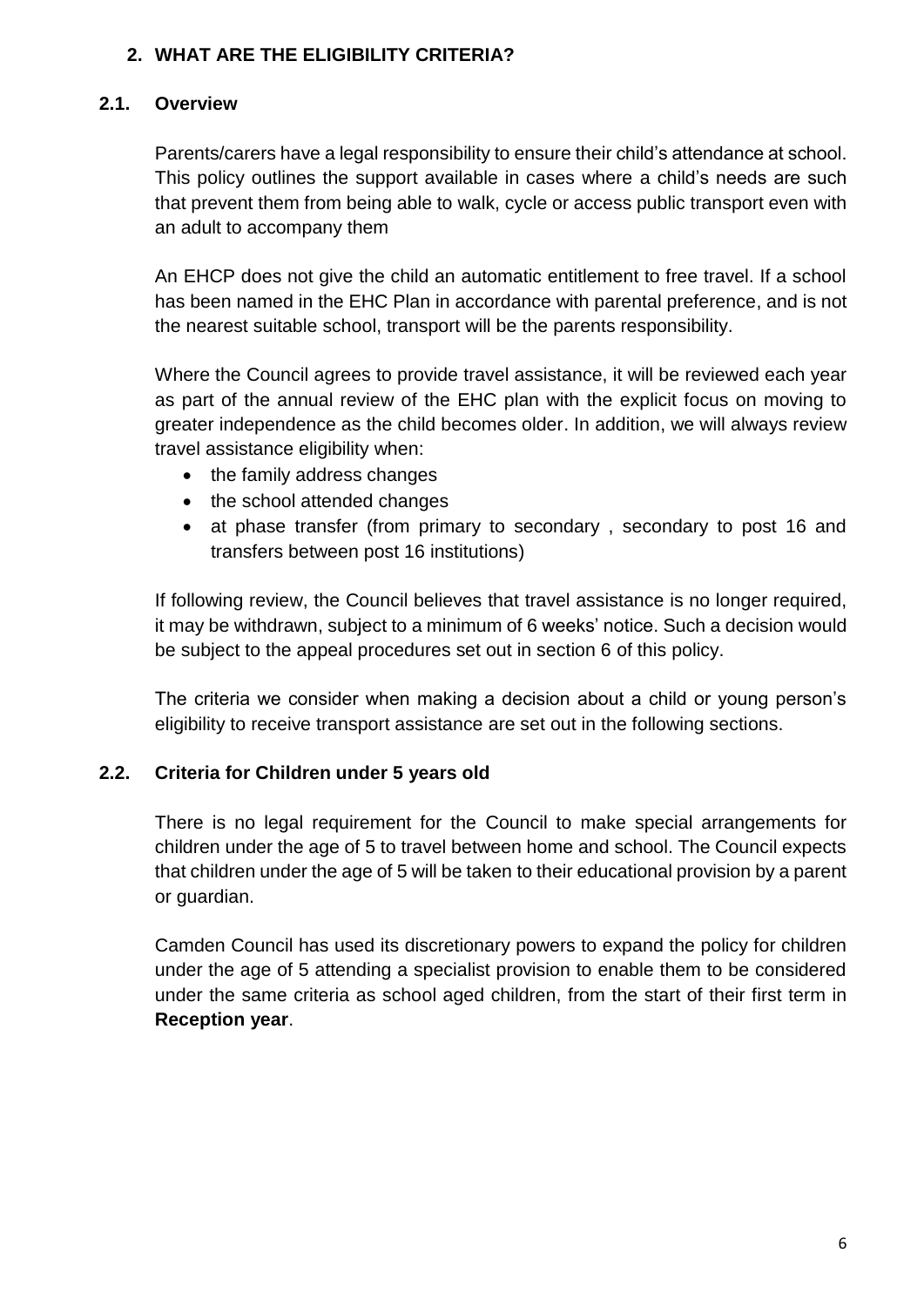## 2. WHAT ARE THE ELIGIBILITY CRITERIA?

### 2.1. Overview

Parents/carers have a legal responsibility to ensure their child's attendance at school. This policy outlines the support available in cases where a child's needs are such that prevent them from being able to walk, cycle or access public transport even with an adult to accompany them

An EHCP does not give the child an automatic entitlement to free travel. If a school has been named in the EHC Plan in accordance with parental preference, and is not the nearest suitable school, transport will be the parents responsibility.

Where the Council agrees to provide travel assistance, it will be reviewed each year as part of the annual review of the EHC plan with the explicit focus on moving to greater independence as the child becomes older. In addition, we will always review travel assistance eligibility when:

- the family address changes
- the school attended changes
- at phase transfer (from primary to secondary , secondary to post 16 and transfers between post 16 institutions)

If following review, the Council believes that travel assistance is no longer required, it may be withdrawn, subject to a minimum of 6 weeks' notice. Such a decision would be subject to the appeal procedures set out in section 6 of this policy.

The criteria we consider when making a decision about a child or young person's eligibility to receive transport assistance are set out in the following sections.

### 2.2. Criteria for Children under 5 years old

There is no legal requirement for the Council to make special arrangements for children under the age of 5 to travel between home and school. The Council expects that children under the age of 5 will be taken to their educational provision by a parent or guardian.

Camden Council has used its discretionary powers to expand the policy for children under the age of 5 attending a specialist provision to enable them to be considered under the same criteria as school aged children, from the start of their first term in **Reception year**.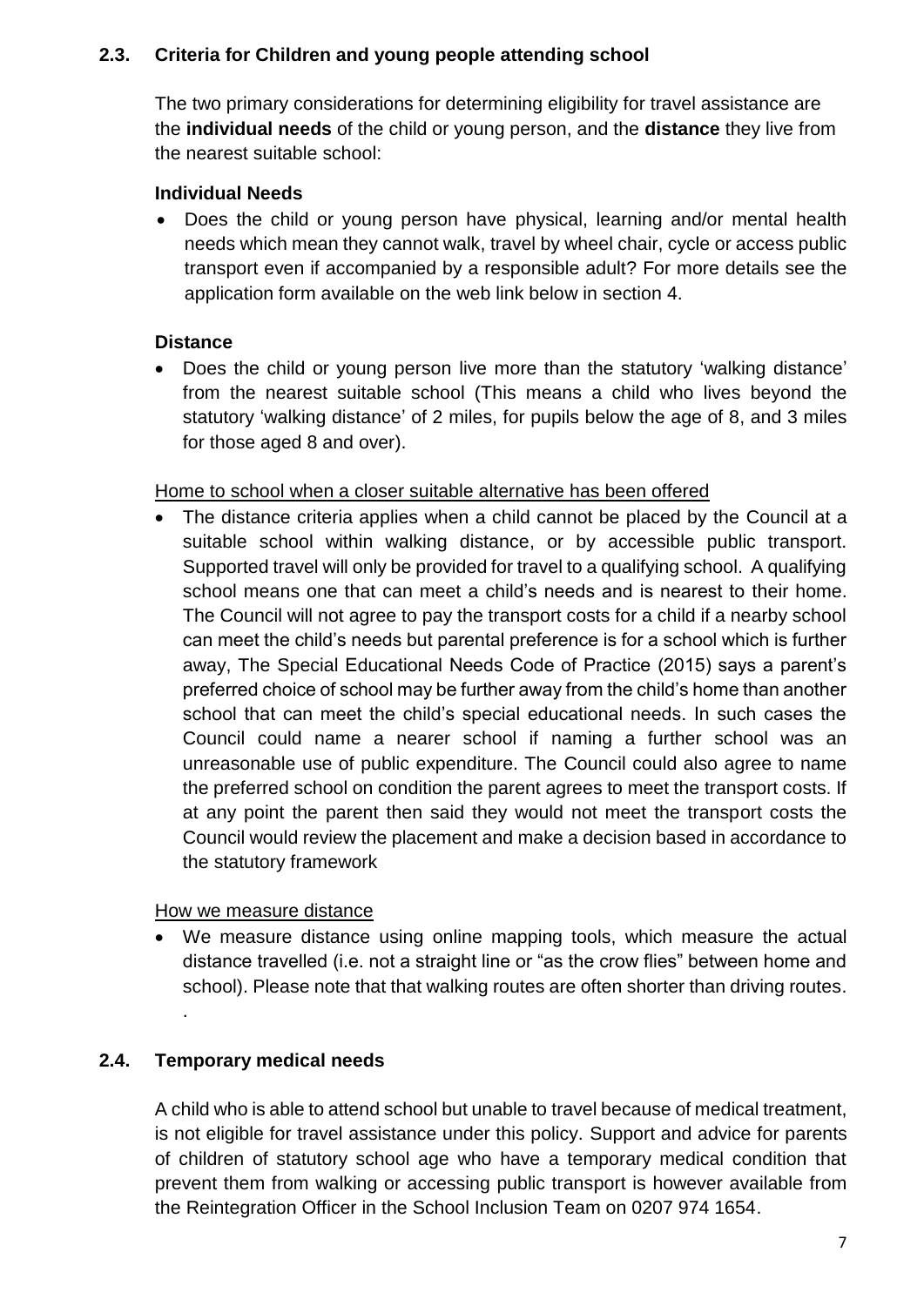### 2.3. Criteria for Children and young people attending school

The two primary considerations for determining eligibility for travel assistance are the **individual needs** of the child or young person, and the **distance** they live from the nearest suitable school:

**Individual Needs**

- Does the child or young person have physical, learning and/or mental health needs which mean they cannot walk, travel by wheel chair, cycle or access public transport even if accompanied by a responsible adult? For more details see the application form available on the web link below in section 4.

**Distance**

- Does the child or young person live more than the statutory 'walking distance' from the nearest suitable school (This means a child who lives beyond the statutory 'walking distance' of 2 miles, for pupils below the age of 8, and 3 miles for those aged 8 and over).

Home to school when a closer suitable alternative has been offered

- The distance criteria applies when a child cannot be placed by the Council at a suitable school within walking distance, or by accessible public transport. Supported travel will only be provided for travel to a qualifying school. A qualifying school means one that can meet a child's needs and is nearest to their home. The Council will not agree to pay the transport costs for a child if a nearby school can meet the child's needs but parental preference is for a school which is further away, The Special Educational Needs Code of Practice (2015) says a parent's preferred choice of school may be further away from the child's home than another school that can meet the child's special educational needs. In such cases the Council could name a nearer school if naming a further school was an unreasonable use of public expenditure. The Council could also agree to name the preferred school on condition the parent agrees to meet the transport costs. If at any point the parent then said they would not meet the transport costs the Council would review the placement and make a decision based in accordance to the statutory framework

How we measure distance

- We measure distance using online mapping tools, which measure the actual distance travelled (i.e. not a straight line or "as the crow flies" between home and school). Please note that that walking routes are often shorter than driving routes.

### 2.4. Temporary medical needs

A child who is able to attend school but unable to travel because of medical treatment, is not eligible for travel assistance under this policy. Support and advice for parents of children of statutory school age who have a temporary medical condition that prevent them from walking or accessing public transport is however available from the Reintegration Officer in the School Inclusion Team on 0207 974 1654.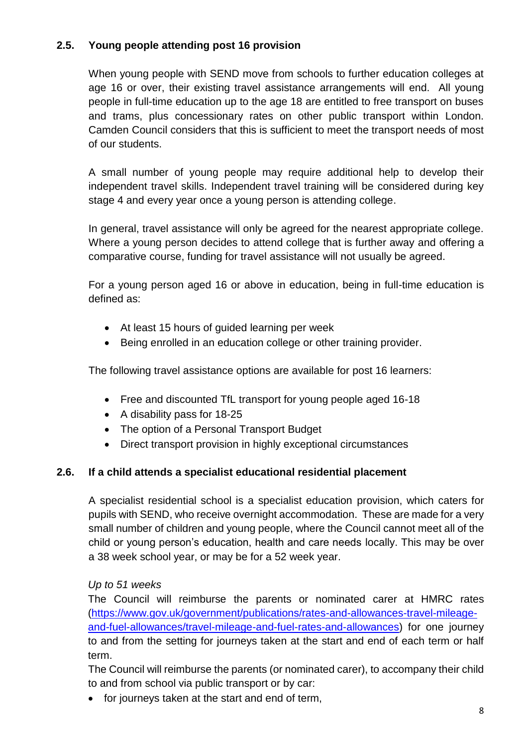### 2.5. Young people attending post 16 provision

When young people with SEND move from schools to further education colleges at age 16 or over, their existing travel assistance arrangements will end. All young people in full-time education up to the age 18 are entitled to free transport on buses and trams, plus concessionary rates on other public transport within London. Camden Council considers that this is sufficient to meet the transport needs of most of our students.

A small number of young people may require additional help to develop their independent travel skills. Independent travel training will be considered during key stage 4 and every year once a young person is attending college.

In general, travel assistance will only be agreed for the nearest appropriate college. Where a young person decides to attend college that is further away and offering a comparative course, funding for travel assistance will not usually be agreed.

For a young person aged 16 or above in education, being in full-time education is defined as:

- At least 15 hours of guided learning per week
- Being enrolled in an education college or other training provider.

The following travel assistance options are available for post 16 learners:

- Free and discounted TfL transport for young people aged 16-18
- A disability pass for 18-25
- The option of a Personal Transport Budget
- Direct transport provision in highly exceptional circumstances

### 2.6. If a child attends a specialist educational residential placement

A specialist residential school is a specialist education provision, which caters for pupils with SEND, who receive overnight accommodation. These are made for a very small number of children and young people, where the Council cannot meet all of the child or young person's education, health and care needs locally. This may be over a 38 week school year, or may be for a 52 week year.

*Up to 51 weeks*

The Council will reimburse the parents or nominated carer at HMRC rates ([https://www.gov.uk/government/publications/rates-and-allowances-travel-mileage-and-fuel-allowances/travel-mileage-and-fuel-rates-and-allowances](https://www.gov.uk/government/publications/rates-and-allowances-travel-mileage-and-fuel-allowances/travel-mileage-and-fuel-rates-and-allowances)) for one journey to and from the setting for journeys taken at the start and end of each term or half term.

The Council will reimburse the parents (or nominated carer), to accompany their child to and from school via public transport or by car:

- for journeys taken at the start and end of term,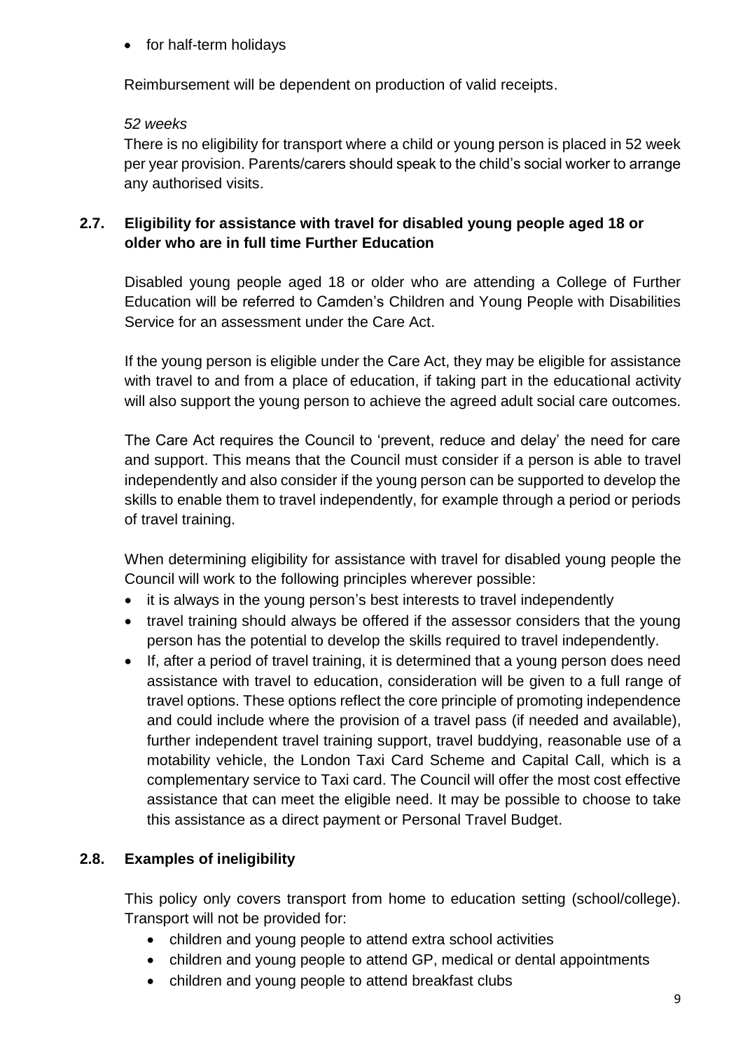- for half-term holidays

Reimbursement will be dependent on production of valid receipts.

*52 weeks*

There is no eligibility for transport where a child or young person is placed in 52 week per year provision. Parents/carers should speak to the child's social worker to arrange any authorised visits.

### 2.7. Eligibility for assistance with travel for disabled young people aged 18 or older who are in full time Further Education

Disabled young people aged 18 or older who are attending a College of Further Education will be referred to Camden's Children and Young People with Disabilities Service for an assessment under the Care Act.

If the young person is eligible under the Care Act, they may be eligible for assistance with travel to and from a place of education, if taking part in the educational activity will also support the young person to achieve the agreed adult social care outcomes.

The Care Act requires the Council to 'prevent, reduce and delay' the need for care and support. This means that the Council must consider if a person is able to travel independently and also consider if the young person can be supported to develop the skills to enable them to travel independently, for example through a period or periods of travel training.

When determining eligibility for assistance with travel for disabled young people the Council will work to the following principles wherever possible:

- it is always in the young person's best interests to travel independently
- travel training should always be offered if the assessor considers that the young person has the potential to develop the skills required to travel independently.
- If, after a period of travel training, it is determined that a young person does need assistance with travel to education, consideration will be given to a full range of travel options. These options reflect the core principle of promoting independence and could include where the provision of a travel pass (if needed and available), further independent travel training support, travel buddying, reasonable use of a motability vehicle, the London Taxi Card Scheme and Capital Call, which is a complementary service to Taxi card. The Council will offer the most cost effective assistance that can meet the eligible need. It may be possible to choose to take this assistance as a direct payment or Personal Travel Budget.

### 2.8. Examples of ineligibility

This policy only covers transport from home to education setting (school/college). Transport will not be provided for:

- children and young people to attend extra school activities
- children and young people to attend GP, medical or dental appointments
- children and young people to attend breakfast clubs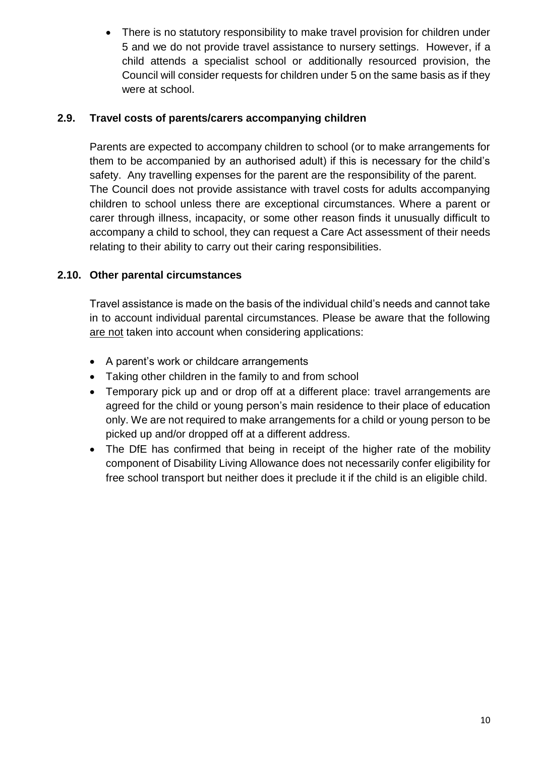- There is no statutory responsibility to make travel provision for children under 5 and we do not provide travel assistance to nursery settings. However, if a child attends a specialist school or additionally resourced provision, the Council will consider requests for children under 5 on the same basis as if they were at school.

### 2.9. Travel costs of parents/carers accompanying children

Parents are expected to accompany children to school (or to make arrangements for them to be accompanied by an authorised adult) if this is necessary for the child's safety. Any travelling expenses for the parent are the responsibility of the parent. The Council does not provide assistance with travel costs for adults accompanying children to school unless there are exceptional circumstances. Where a parent or carer through illness, incapacity, or some other reason finds it unusually difficult to accompany a child to school, they can request a Care Act assessment of their needs relating to their ability to carry out their caring responsibilities.

### 2.10. Other parental circumstances

Travel assistance is made on the basis of the individual child's needs and cannot take in to account individual parental circumstances. Please be aware that the following are not taken into account when considering applications:

- A parent's work or childcare arrangements
- Taking other children in the family to and from school
- Temporary pick up and or drop off at a different place: travel arrangements are agreed for the child or young person's main residence to their place of education only. We are not required to make arrangements for a child or young person to be picked up and/or dropped off at a different address.
- The DfE has confirmed that being in receipt of the higher rate of the mobility component of Disability Living Allowance does not necessarily confer eligibility for free school transport but neither does it preclude it if the child is an eligible child.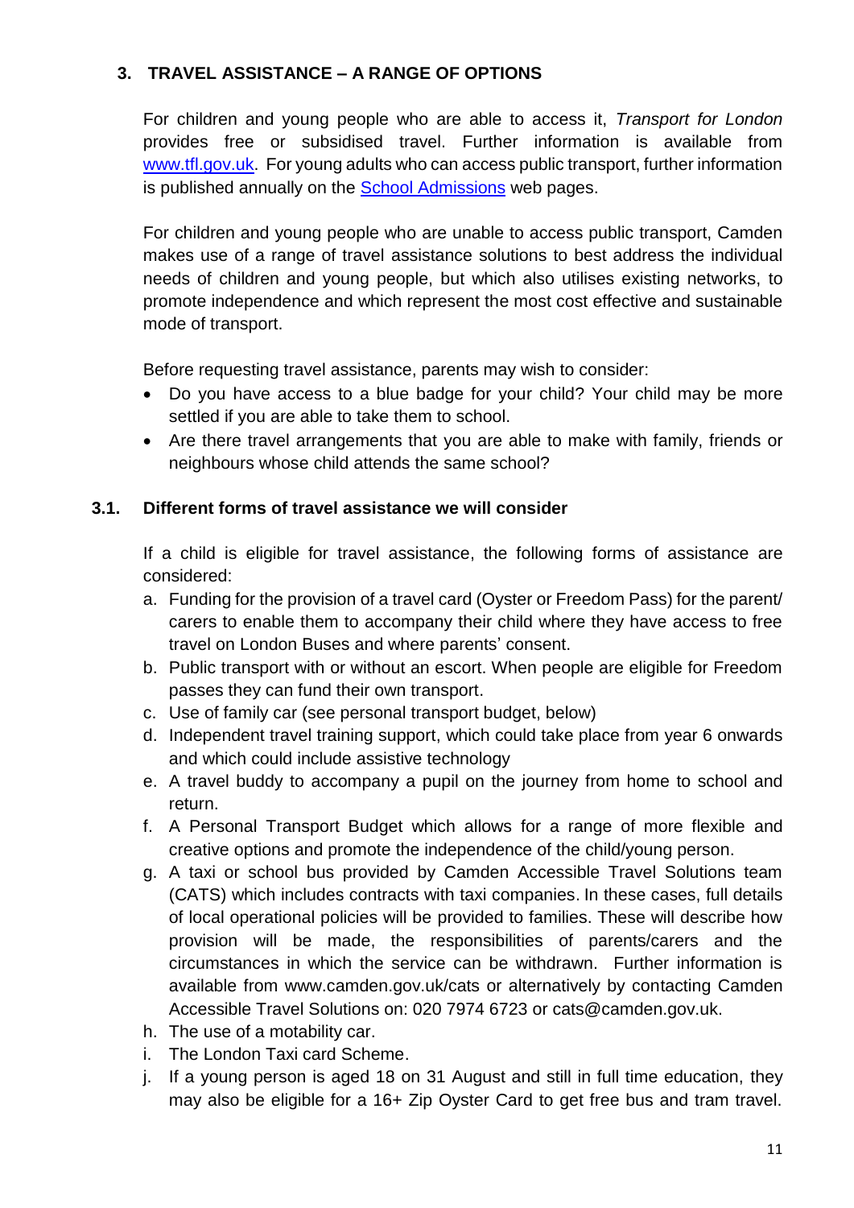## 3. TRAVEL ASSISTANCE – A RANGE OF OPTIONS

For children and young people who are able to access it, *Transport for London* provides free or subsidised travel. Further information is available from [www.tfl.gov.uk](www.tfl.gov.uk). For young adults who can access public transport, further information is published annually on the [School Admissions](School Admissions) web pages.

For children and young people who are unable to access public transport, Camden makes use of a range of travel assistance solutions to best address the individual needs of children and young people, but which also utilises existing networks, to promote independence and which represent the most cost effective and sustainable mode of transport.

Before requesting travel assistance, parents may wish to consider:

- Do you have access to a blue badge for your child? Your child may be more settled if you are able to take them to school.
- Are there travel arrangements that you are able to make with family, friends or neighbours whose child attends the same school?

### 3.1. Different forms of travel assistance we will consider

If a child is eligible for travel assistance, the following forms of assistance are considered:

a. Funding for the provision of a travel card (Oyster or Freedom Pass) for the parent/ carers to enable them to accompany their child where they have access to free travel on London Buses and where parents' consent.
b. Public transport with or without an escort. When people are eligible for Freedom passes they can fund their own transport.
c. Use of family car (see personal transport budget, below)
d. Independent travel training support, which could take place from year 6 onwards and which could include assistive technology
e. A travel buddy to accompany a pupil on the journey from home to school and return.
f. A Personal Transport Budget which allows for a range of more flexible and creative options and promote the independence of the child/young person.
g. A taxi or school bus provided by Camden Accessible Travel Solutions team (CATS) which includes contracts with taxi companies. In these cases, full details of local operational policies will be provided to families. These will describe how provision will be made, the responsibilities of parents/carers and the circumstances in which the service can be withdrawn. Further information is available from www.camden.gov.uk/cats or alternatively by contacting Camden Accessible Travel Solutions on: 020 7974 6723 or cats@camden.gov.uk.
h. The use of a motability car.
i. The London Taxi card Scheme.
j. If a young person is aged 18 on 31 August and still in full time education, they may also be eligible for a 16+ Zip Oyster Card to get free bus and tram travel.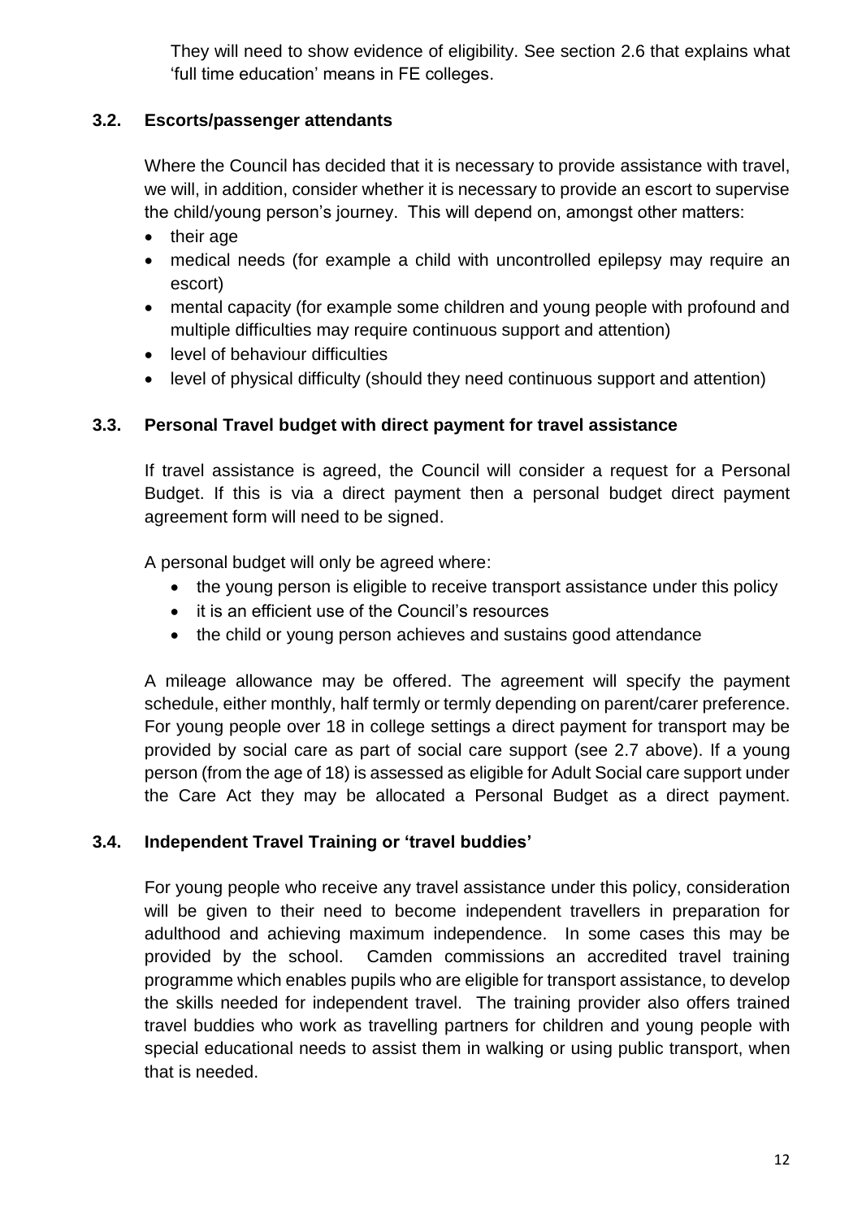They will need to show evidence of eligibility. See section 2.6 that explains what 'full time education' means in FE colleges.

### 3.2. Escorts/passenger attendants

Where the Council has decided that it is necessary to provide assistance with travel, we will, in addition, consider whether it is necessary to provide an escort to supervise the child/young person's journey. This will depend on, amongst other matters:

- their age
- medical needs (for example a child with uncontrolled epilepsy may require an escort)
- mental capacity (for example some children and young people with profound and multiple difficulties may require continuous support and attention)
- level of behaviour difficulties
- level of physical difficulty (should they need continuous support and attention)

### 3.3. Personal Travel budget with direct payment for travel assistance

If travel assistance is agreed, the Council will consider a request for a Personal Budget. If this is via a direct payment then a personal budget direct payment agreement form will need to be signed.

A personal budget will only be agreed where:

- the young person is eligible to receive transport assistance under this policy
- it is an efficient use of the Council's resources
- the child or young person achieves and sustains good attendance

A mileage allowance may be offered. The agreement will specify the payment schedule, either monthly, half termly or termly depending on parent/carer preference. For young people over 18 in college settings a direct payment for transport may be provided by social care as part of social care support (see 2.7 above). If a young person (from the age of 18) is assessed as eligible for Adult Social care support under the Care Act they may be allocated a Personal Budget as a direct payment.

### 3.4. Independent Travel Training or 'travel buddies'

For young people who receive any travel assistance under this policy, consideration will be given to their need to become independent travellers in preparation for adulthood and achieving maximum independence. In some cases this may be provided by the school. Camden commissions an accredited travel training programme which enables pupils who are eligible for transport assistance, to develop the skills needed for independent travel. The training provider also offers trained travel buddies who work as travelling partners for children and young people with special educational needs to assist them in walking or using public transport, when that is needed.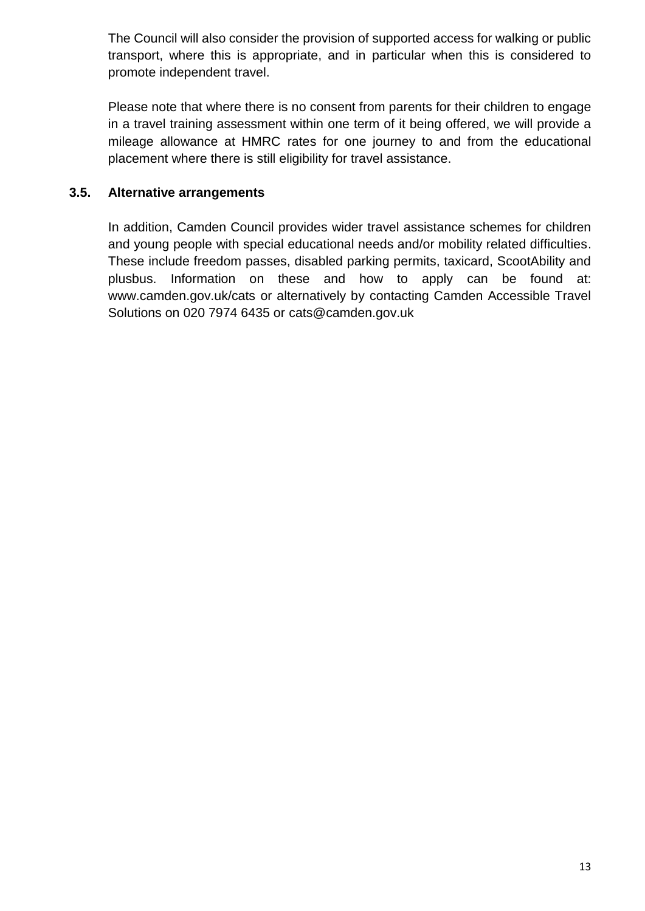The Council will also consider the provision of supported access for walking or public transport, where this is appropriate, and in particular when this is considered to promote independent travel.

Please note that where there is no consent from parents for their children to engage in a travel training assessment within one term of it being offered, we will provide a mileage allowance at HMRC rates for one journey to and from the educational placement where there is still eligibility for travel assistance.

### 3.5. Alternative arrangements

In addition, Camden Council provides wider travel assistance schemes for children and young people with special educational needs and/or mobility related difficulties. These include freedom passes, disabled parking permits, taxicard, ScootAbility and plusbus. Information on these and how to apply can be found at: www.camden.gov.uk/cats or alternatively by contacting Camden Accessible Travel Solutions on 020 7974 6435 or cats@camden.gov.uk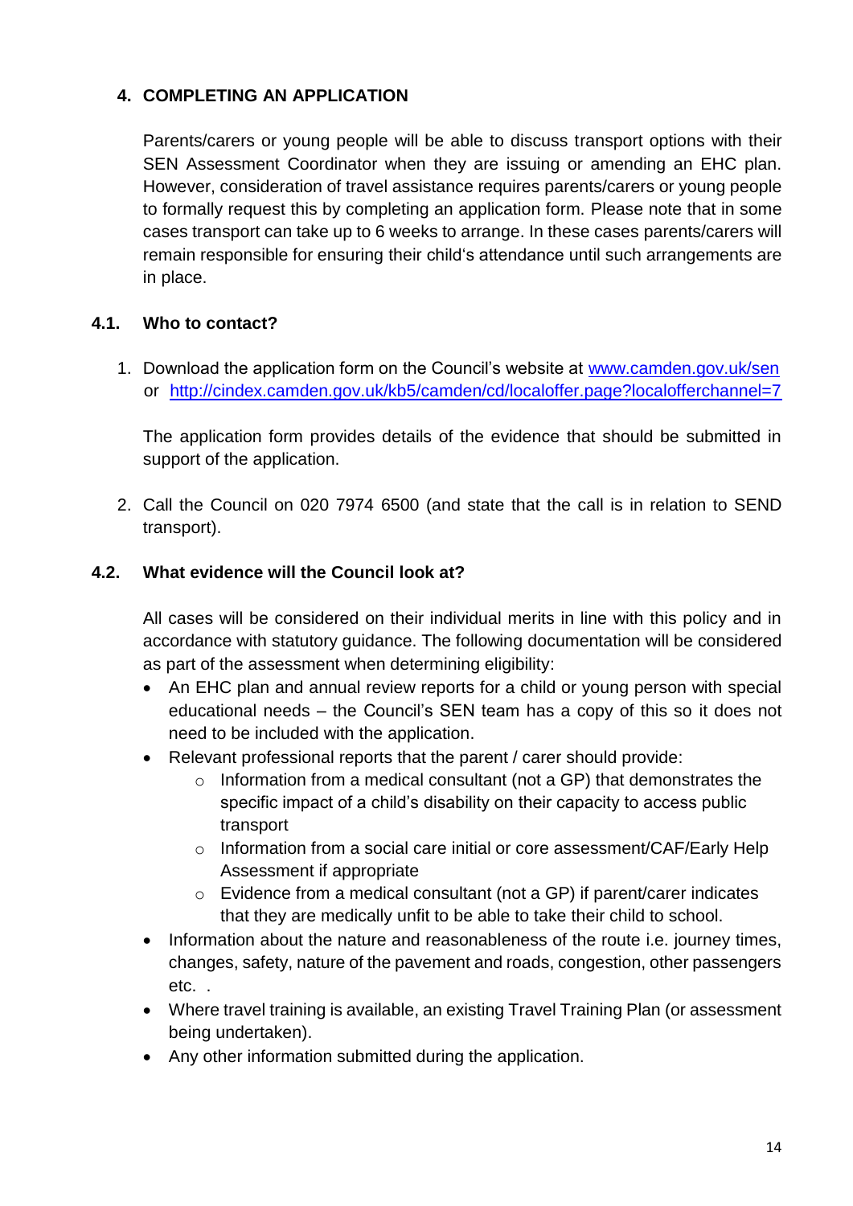## 4. COMPLETING AN APPLICATION

Parents/carers or young people will be able to discuss transport options with their SEN Assessment Coordinator when they are issuing or amending an EHC plan. However, consideration of travel assistance requires parents/carers or young people to formally request this by completing an application form. Please note that in some cases transport can take up to 6 weeks to arrange. In these cases parents/carers will remain responsible for ensuring their child's attendance until such arrangements are in place.

### 4.1. Who to contact?

1. Download the application form on the Council's website at [www.camden.gov.uk/sen](http://www.camden.gov.uk/sen) or [http://cindex.camden.gov.uk/kb5/camden/cd/localoffer.page?localofferchannel=7](http://cindex.camden.gov.uk/kb5/camden/cd/localoffer.page?localofferchannel=7)

   The application form provides details of the evidence that should be submitted in support of the application.

2. Call the Council on 020 7974 6500 (and state that the call is in relation to SEND transport).

### 4.2. What evidence will the Council look at?

All cases will be considered on their individual merits in line with this policy and in accordance with statutory guidance. The following documentation will be considered as part of the assessment when determining eligibility:

- An EHC plan and annual review reports for a child or young person with special educational needs – the Council's SEN team has a copy of this so it does not need to be included with the application.
- Relevant professional reports that the parent / carer should provide:
  - Information from a medical consultant (not a GP) that demonstrates the specific impact of a child's disability on their capacity to access public transport
  - Information from a social care initial or core assessment/CAF/Early Help Assessment if appropriate
  - Evidence from a medical consultant (not a GP) if parent/carer indicates that they are medically unfit to be able to take their child to school.
- Information about the nature and reasonableness of the route i.e. journey times, changes, safety, nature of the pavement and roads, congestion, other passengers etc. .
- Where travel training is available, an existing Travel Training Plan (or assessment being undertaken).
- Any other information submitted during the application.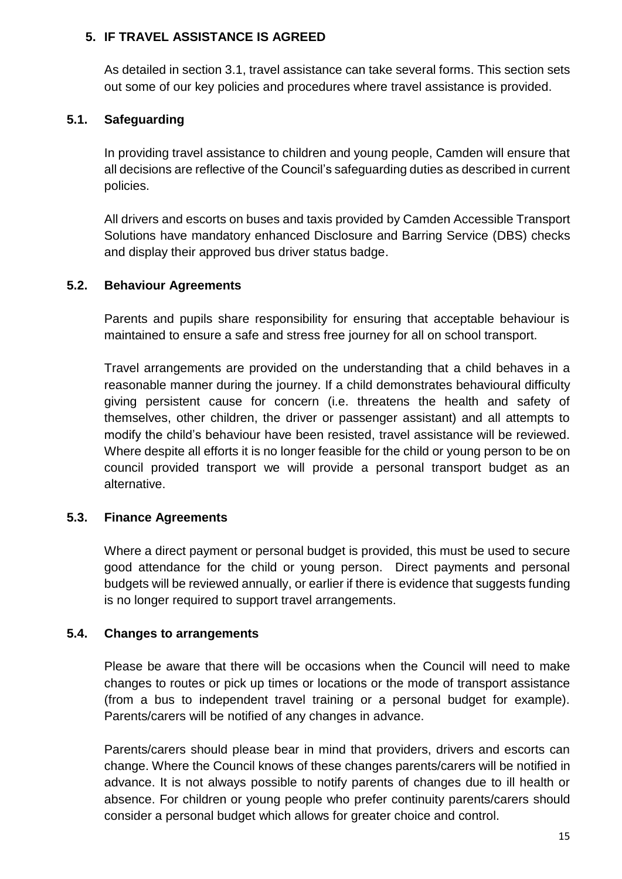## 5. IF TRAVEL ASSISTANCE IS AGREED

As detailed in section 3.1, travel assistance can take several forms. This section sets out some of our key policies and procedures where travel assistance is provided.

### 5.1. Safeguarding

In providing travel assistance to children and young people, Camden will ensure that all decisions are reflective of the Council's safeguarding duties as described in current policies.

All drivers and escorts on buses and taxis provided by Camden Accessible Transport Solutions have mandatory enhanced Disclosure and Barring Service (DBS) checks and display their approved bus driver status badge.

### 5.2. Behaviour Agreements

Parents and pupils share responsibility for ensuring that acceptable behaviour is maintained to ensure a safe and stress free journey for all on school transport.

Travel arrangements are provided on the understanding that a child behaves in a reasonable manner during the journey. If a child demonstrates behavioural difficulty giving persistent cause for concern (i.e. threatens the health and safety of themselves, other children, the driver or passenger assistant) and all attempts to modify the child's behaviour have been resisted, travel assistance will be reviewed. Where despite all efforts it is no longer feasible for the child or young person to be on council provided transport we will provide a personal transport budget as an alternative.

### 5.3. Finance Agreements

Where a direct payment or personal budget is provided, this must be used to secure good attendance for the child or young person. Direct payments and personal budgets will be reviewed annually, or earlier if there is evidence that suggests funding is no longer required to support travel arrangements.

### 5.4. Changes to arrangements

Please be aware that there will be occasions when the Council will need to make changes to routes or pick up times or locations or the mode of transport assistance (from a bus to independent travel training or a personal budget for example). Parents/carers will be notified of any changes in advance.

Parents/carers should please bear in mind that providers, drivers and escorts can change. Where the Council knows of these changes parents/carers will be notified in advance. It is not always possible to notify parents of changes due to ill health or absence. For children or young people who prefer continuity parents/carers should consider a personal budget which allows for greater choice and control.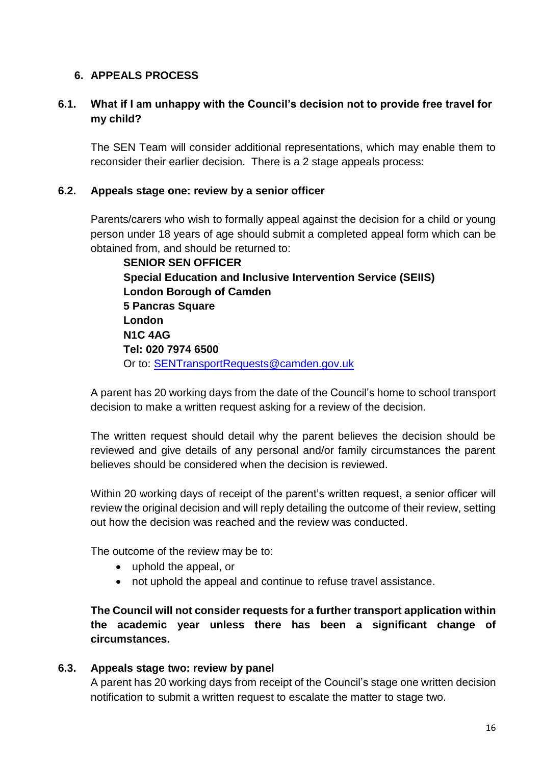## 6. APPEALS PROCESS

### 6.1. What if I am unhappy with the Council's decision not to provide free travel for my child?

The SEN Team will consider additional representations, which may enable them to reconsider their earlier decision. There is a 2 stage appeals process:

### 6.2. Appeals stage one: review by a senior officer

Parents/carers who wish to formally appeal against the decision for a child or young person under 18 years of age should submit a completed appeal form which can be obtained from, and should be returned to:

**SENIOR SEN OFFICER**
**Special Education and Inclusive Intervention Service (SEIIS)**
**London Borough of Camden**
**5 Pancras Square**
**London**
**N1C 4AG**
**Tel: 020 7974 6500**
Or to: SENTransportRequests@camden.gov.uk

A parent has 20 working days from the date of the Council's home to school transport decision to make a written request asking for a review of the decision.

The written request should detail why the parent believes the decision should be reviewed and give details of any personal and/or family circumstances the parent believes should be considered when the decision is reviewed.

Within 20 working days of receipt of the parent's written request, a senior officer will review the original decision and will reply detailing the outcome of their review, setting out how the decision was reached and the review was conducted.

The outcome of the review may be to:

- uphold the appeal, or
- not uphold the appeal and continue to refuse travel assistance.

**The Council will not consider requests for a further transport application within the academic year unless there has been a significant change of circumstances.**

### 6.3. Appeals stage two: review by panel

A parent has 20 working days from receipt of the Council's stage one written decision notification to submit a written request to escalate the matter to stage two.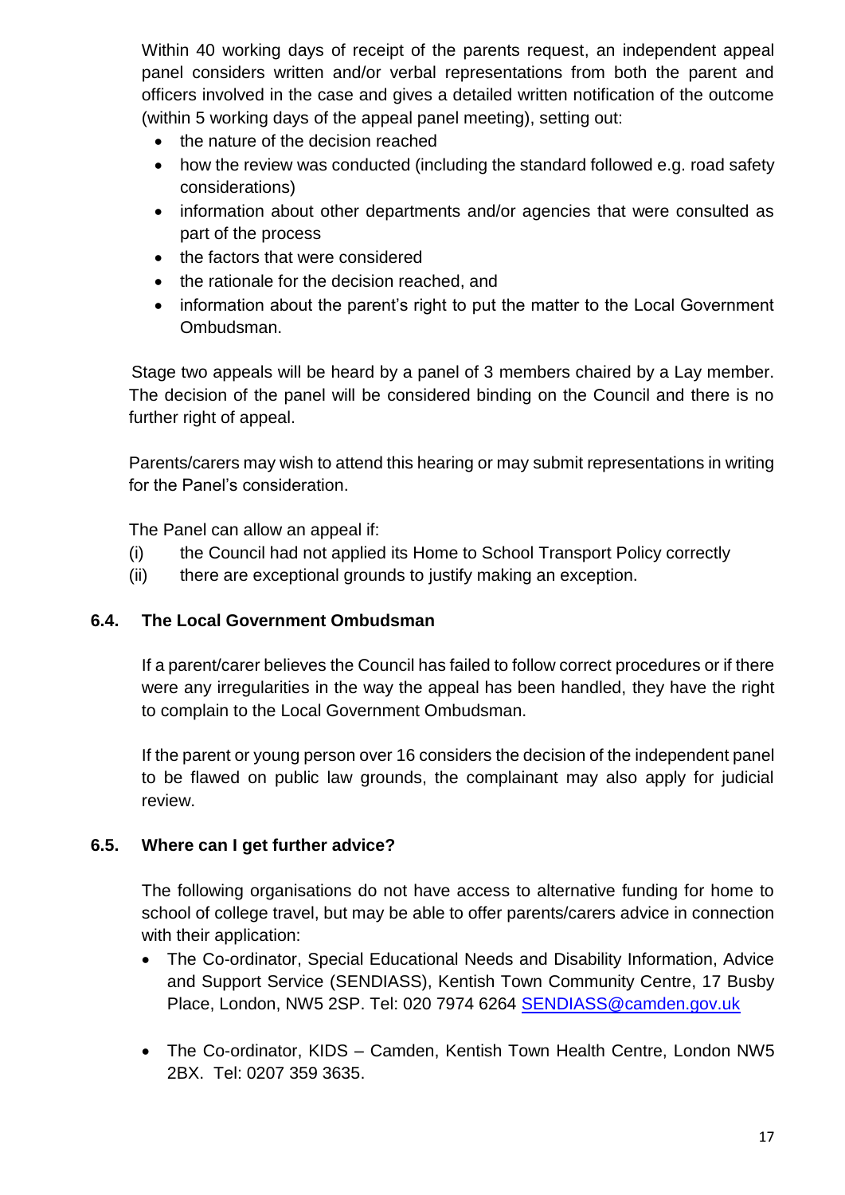Within 40 working days of receipt of the parents request, an independent appeal panel considers written and/or verbal representations from both the parent and officers involved in the case and gives a detailed written notification of the outcome (within 5 working days of the appeal panel meeting), setting out:

- the nature of the decision reached
- how the review was conducted (including the standard followed e.g. road safety considerations)
- information about other departments and/or agencies that were consulted as part of the process
- the factors that were considered
- the rationale for the decision reached, and
- information about the parent's right to put the matter to the Local Government Ombudsman.

Stage two appeals will be heard by a panel of 3 members chaired by a Lay member. The decision of the panel will be considered binding on the Council and there is no further right of appeal.

Parents/carers may wish to attend this hearing or may submit representations in writing for the Panel's consideration.

The Panel can allow an appeal if:

(i) the Council had not applied its Home to School Transport Policy correctly
(ii) there are exceptional grounds to justify making an exception.

### 6.4. The Local Government Ombudsman

If a parent/carer believes the Council has failed to follow correct procedures or if there were any irregularities in the way the appeal has been handled, they have the right to complain to the Local Government Ombudsman.

If the parent or young person over 16 considers the decision of the independent panel to be flawed on public law grounds, the complainant may also apply for judicial review.

### 6.5. Where can I get further advice?

The following organisations do not have access to alternative funding for home to school of college travel, but may be able to offer parents/carers advice in connection with their application:

- The Co-ordinator, Special Educational Needs and Disability Information, Advice and Support Service (SENDIASS), Kentish Town Community Centre, 17 Busby Place, London, NW5 2SP. Tel: 020 7974 6264 SENDIASS@camden.gov.uk
- The Co-ordinator, KIDS – Camden, Kentish Town Health Centre, London NW5 2BX. Tel: 0207 359 3635.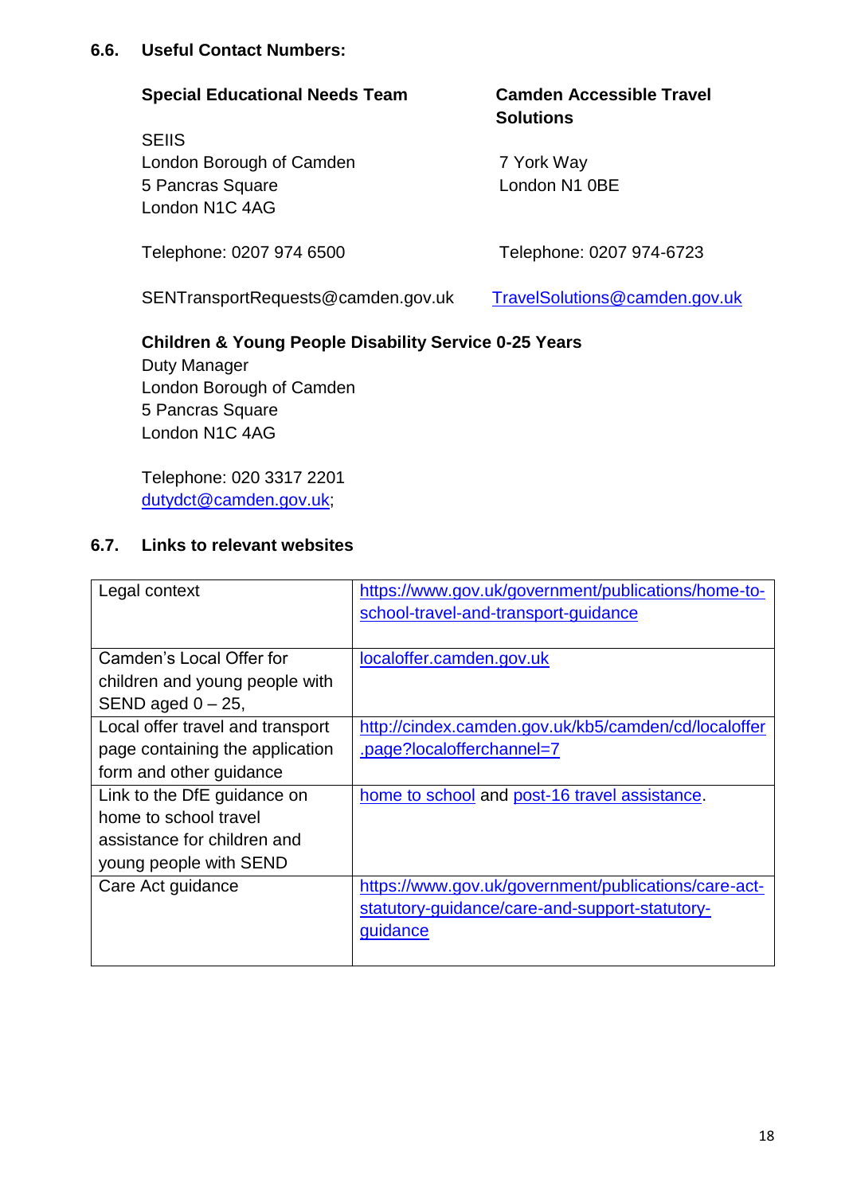### 6.6. Useful Contact Numbers:

**Special Educational Needs Team**

SEIIS
London Borough of Camden
5 Pancras Square
London N1C 4AG

Telephone: 0207 974 6500

SENTransportRequests@camden.gov.uk

**Camden Accessible Travel Solutions**

7 York Way
London N1 0BE

Telephone: 0207 974-6723

TravelSolutions@camden.gov.uk

**Children & Young People Disability Service 0-25 Years**

Duty Manager
London Borough of Camden
5 Pancras Square
London N1C 4AG

Telephone: 020 3317 2201
dutydct@camden.gov.uk;

### 6.7. Links to relevant websites

| | |
|---|---|
| Legal context | https://www.gov.uk/government/publications/home-to-school-travel-and-transport-guidance |
| Camden's Local Offer for children and young people with SEND aged 0 – 25, | localoffer.camden.gov.uk |
| Local offer travel and transport page containing the application form and other guidance | http://cindex.camden.gov.uk/kb5/camden/cd/localoffer.page?localofferchannel=7 |
| Link to the DfE guidance on home to school travel assistance for children and young people with SEND | home to school and post-16 travel assistance. |
| Care Act guidance | https://www.gov.uk/government/publications/care-act-statutory-guidance/care-and-support-statutory-guidance |